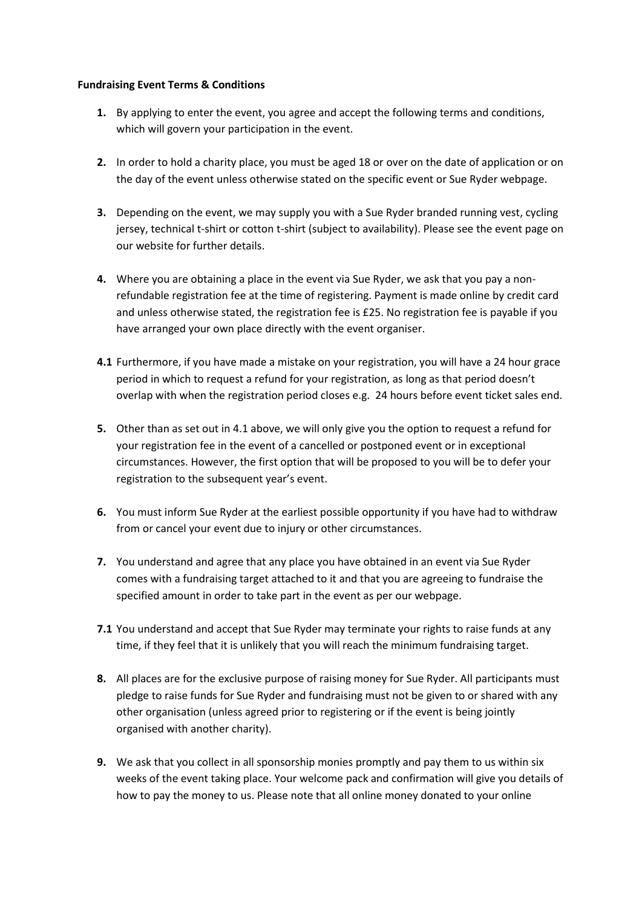**Fundraising Event Terms & Conditions**

**1.** By applying to enter the event, you agree and accept the following terms and conditions, which will govern your participation in the event.

**2.** In order to hold a charity place, you must be aged 18 or over on the date of application or on the day of the event unless otherwise stated on the specific event or Sue Ryder webpage.

**3.** Depending on the event, we may supply you with a Sue Ryder branded running vest, cycling jersey, technical t-shirt or cotton t-shirt (subject to availability). Please see the event page on our website for further details.

**4.** Where you are obtaining a place in the event via Sue Ryder, we ask that you pay a non-refundable registration fee at the time of registering. Payment is made online by credit card and unless otherwise stated, the registration fee is £25. No registration fee is payable if you have arranged your own place directly with the event organiser.

**4.1** Furthermore, if you have made a mistake on your registration, you will have a 24 hour grace period in which to request a refund for your registration, as long as that period doesn't overlap with when the registration period closes e.g. 24 hours before event ticket sales end.

**5.** Other than as set out in 4.1 above, we will only give you the option to request a refund for your registration fee in the event of a cancelled or postponed event or in exceptional circumstances. However, the first option that will be proposed to you will be to defer your registration to the subsequent year's event.

**6.** You must inform Sue Ryder at the earliest possible opportunity if you have had to withdraw from or cancel your event due to injury or other circumstances.

**7.** You understand and agree that any place you have obtained in an event via Sue Ryder comes with a fundraising target attached to it and that you are agreeing to fundraise the specified amount in order to take part in the event as per our webpage.

**7.1** You understand and accept that Sue Ryder may terminate your rights to raise funds at any time, if they feel that it is unlikely that you will reach the minimum fundraising target.

**8.** All places are for the exclusive purpose of raising money for Sue Ryder. All participants must pledge to raise funds for Sue Ryder and fundraising must not be given to or shared with any other organisation (unless agreed prior to registering or if the event is being jointly organised with another charity).

**9.** We ask that you collect in all sponsorship monies promptly and pay them to us within six weeks of the event taking place. Your welcome pack and confirmation will give you details of how to pay the money to us. Please note that all online money donated to your online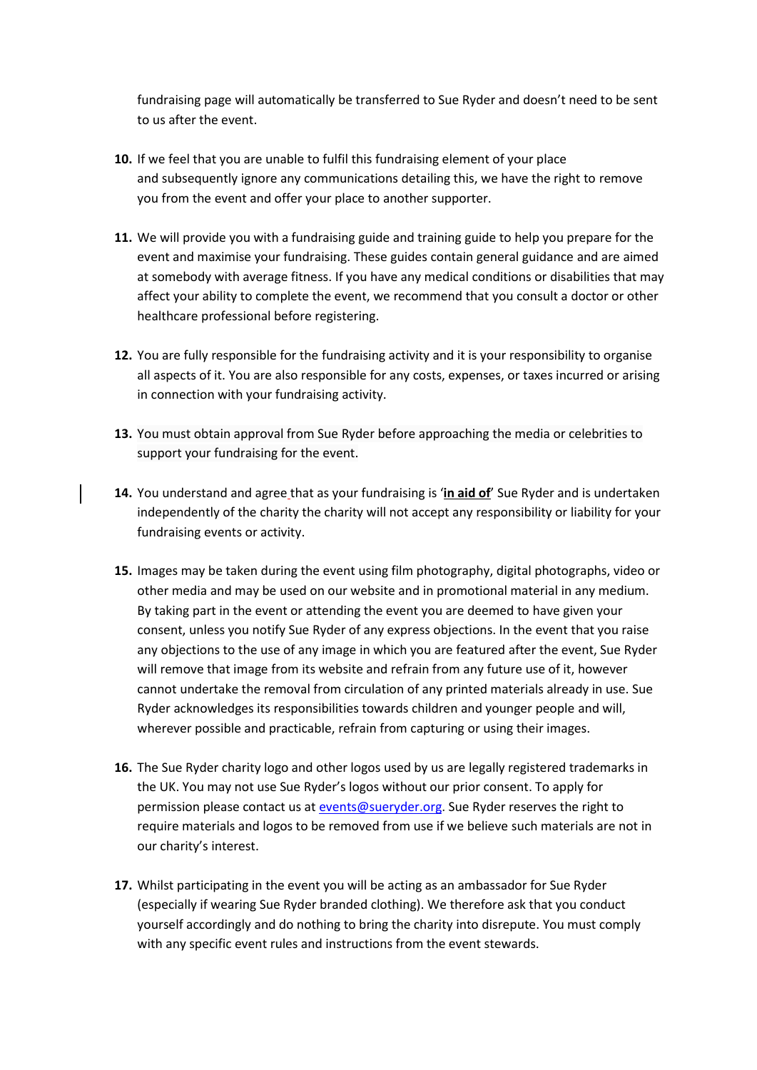fundraising page will automatically be transferred to Sue Ryder and doesn't need to be sent to us after the event.

10. If we feel that you are unable to fulfil this fundraising element of your place and subsequently ignore any communications detailing this, we have the right to remove you from the event and offer your place to another supporter.

11. We will provide you with a fundraising guide and training guide to help you prepare for the event and maximise your fundraising. These guides contain general guidance and are aimed at somebody with average fitness. If you have any medical conditions or disabilities that may affect your ability to complete the event, we recommend that you consult a doctor or other healthcare professional before registering.

12. You are fully responsible for the fundraising activity and it is your responsibility to organise all aspects of it. You are also responsible for any costs, expenses, or taxes incurred or arising in connection with your fundraising activity.

13. You must obtain approval from Sue Ryder before approaching the media or celebrities to support your fundraising for the event.

14. You understand and agree that as your fundraising is '**in aid of**' Sue Ryder and is undertaken independently of the charity the charity will not accept any responsibility or liability for your fundraising events or activity.

15. Images may be taken during the event using film photography, digital photographs, video or other media and may be used on our website and in promotional material in any medium. By taking part in the event or attending the event you are deemed to have given your consent, unless you notify Sue Ryder of any express objections. In the event that you raise any objections to the use of any image in which you are featured after the event, Sue Ryder will remove that image from its website and refrain from any future use of it, however cannot undertake the removal from circulation of any printed materials already in use. Sue Ryder acknowledges its responsibilities towards children and younger people and will, wherever possible and practicable, refrain from capturing or using their images.

16. The Sue Ryder charity logo and other logos used by us are legally registered trademarks in the UK. You may not use Sue Ryder's logos without our prior consent. To apply for permission please contact us at events@sueryder.org. Sue Ryder reserves the right to require materials and logos to be removed from use if we believe such materials are not in our charity's interest.

17. Whilst participating in the event you will be acting as an ambassador for Sue Ryder (especially if wearing Sue Ryder branded clothing). We therefore ask that you conduct yourself accordingly and do nothing to bring the charity into disrepute. You must comply with any specific event rules and instructions from the event stewards.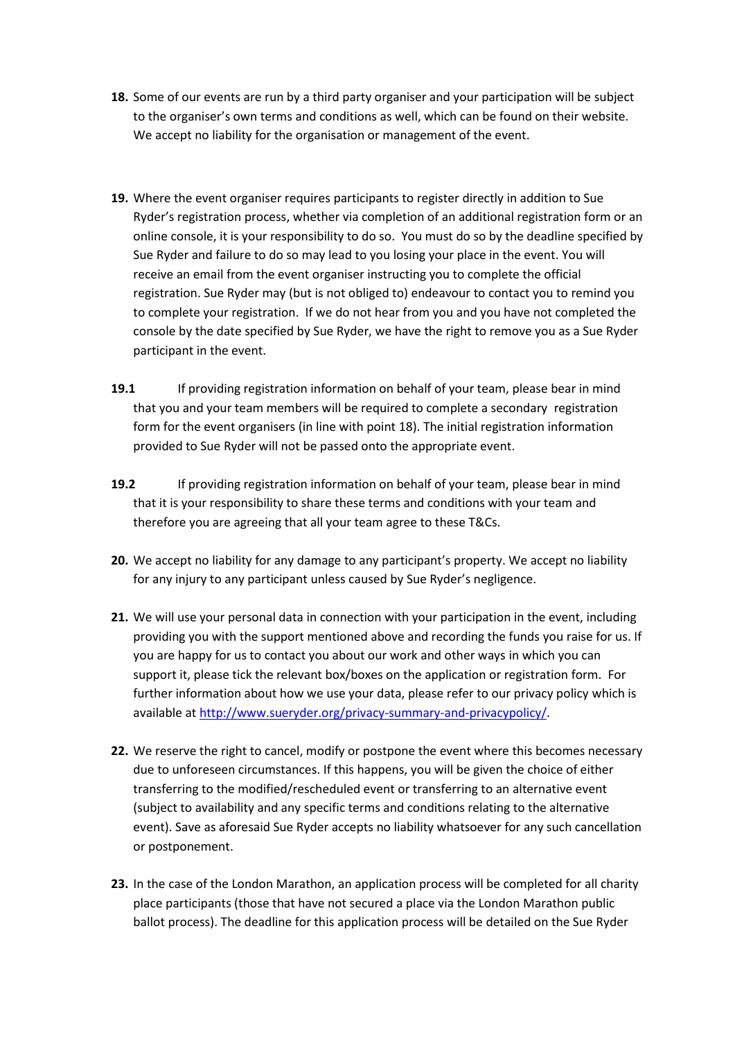**18.** Some of our events are run by a third party organiser and your participation will be subject to the organiser's own terms and conditions as well, which can be found on their website. We accept no liability for the organisation or management of the event.

**19.** Where the event organiser requires participants to register directly in addition to Sue Ryder's registration process, whether via completion of an additional registration form or an online console, it is your responsibility to do so. You must do so by the deadline specified by Sue Ryder and failure to do so may lead to you losing your place in the event. You will receive an email from the event organiser instructing you to complete the official registration. Sue Ryder may (but is not obliged to) endeavour to contact you to remind you to complete your registration. If we do not hear from you and you have not completed the console by the date specified by Sue Ryder, we have the right to remove you as a Sue Ryder participant in the event.

**19.1** If providing registration information on behalf of your team, please bear in mind that you and your team members will be required to complete a secondary registration form for the event organisers (in line with point 18). The initial registration information provided to Sue Ryder will not be passed onto the appropriate event.

**19.2** If providing registration information on behalf of your team, please bear in mind that it is your responsibility to share these terms and conditions with your team and therefore you are agreeing that all your team agree to these T&Cs.

**20.** We accept no liability for any damage to any participant's property. We accept no liability for any injury to any participant unless caused by Sue Ryder's negligence.

**21.** We will use your personal data in connection with your participation in the event, including providing you with the support mentioned above and recording the funds you raise for us. If you are happy for us to contact you about our work and other ways in which you can support it, please tick the relevant box/boxes on the application or registration form. For further information about how we use your data, please refer to our privacy policy which is available at [http://www.sueryder.org/privacy-summary-and-privacypolicy/](http://www.sueryder.org/privacy-summary-and-privacypolicy/).

**22.** We reserve the right to cancel, modify or postpone the event where this becomes necessary due to unforeseen circumstances. If this happens, you will be given the choice of either transferring to the modified/rescheduled event or transferring to an alternative event (subject to availability and any specific terms and conditions relating to the alternative event). Save as aforesaid Sue Ryder accepts no liability whatsoever for any such cancellation or postponement.

**23.** In the case of the London Marathon, an application process will be completed for all charity place participants (those that have not secured a place via the London Marathon public ballot process). The deadline for this application process will be detailed on the Sue Ryder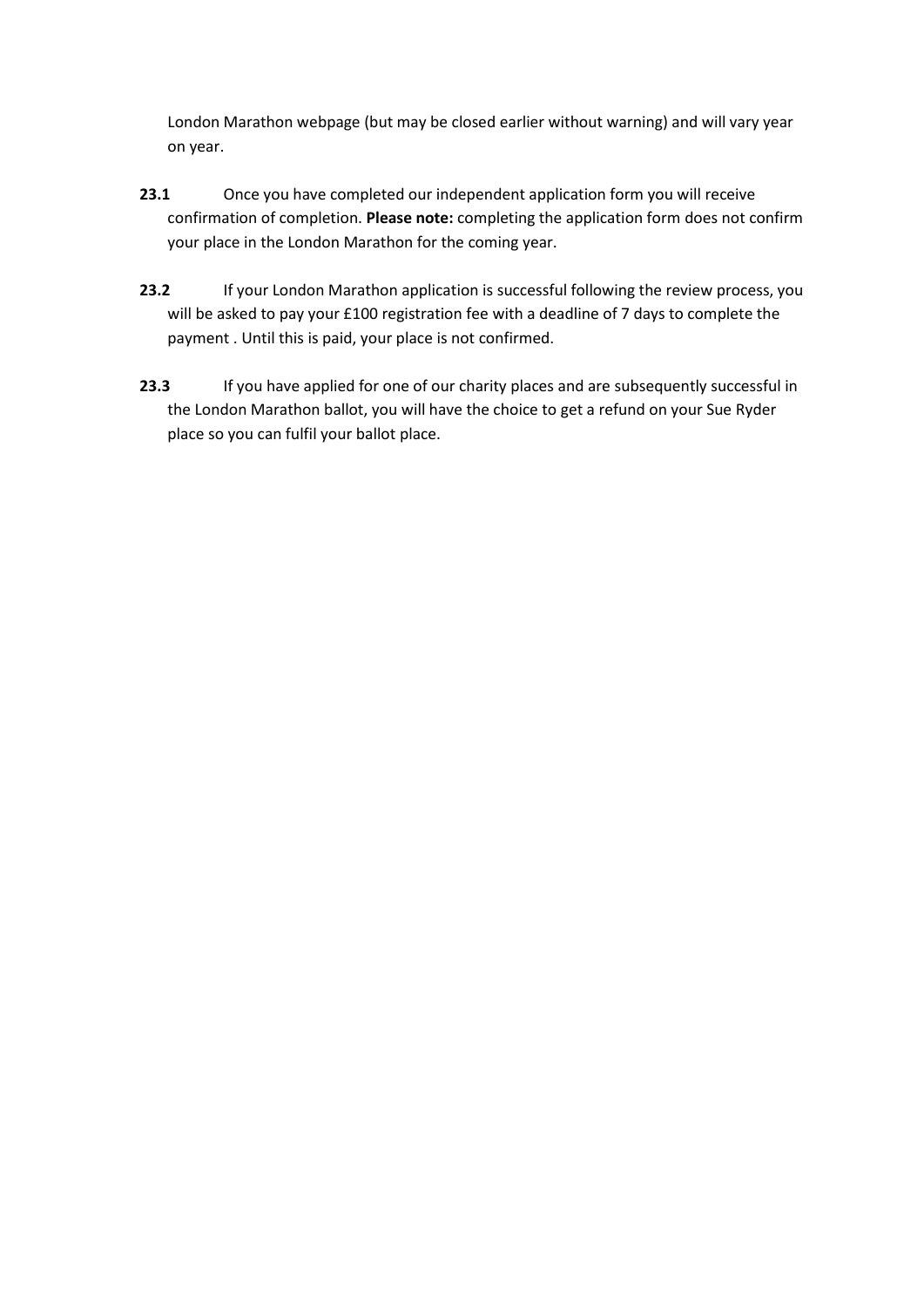London Marathon webpage (but may be closed earlier without warning) and will vary year on year.

**23.1** Once you have completed our independent application form you will receive confirmation of completion. **Please note:** completing the application form does not confirm your place in the London Marathon for the coming year.

**23.2** If your London Marathon application is successful following the review process, you will be asked to pay your £100 registration fee with a deadline of 7 days to complete the payment . Until this is paid, your place is not confirmed.

**23.3** If you have applied for one of our charity places and are subsequently successful in the London Marathon ballot, you will have the choice to get a refund on your Sue Ryder place so you can fulfil your ballot place.